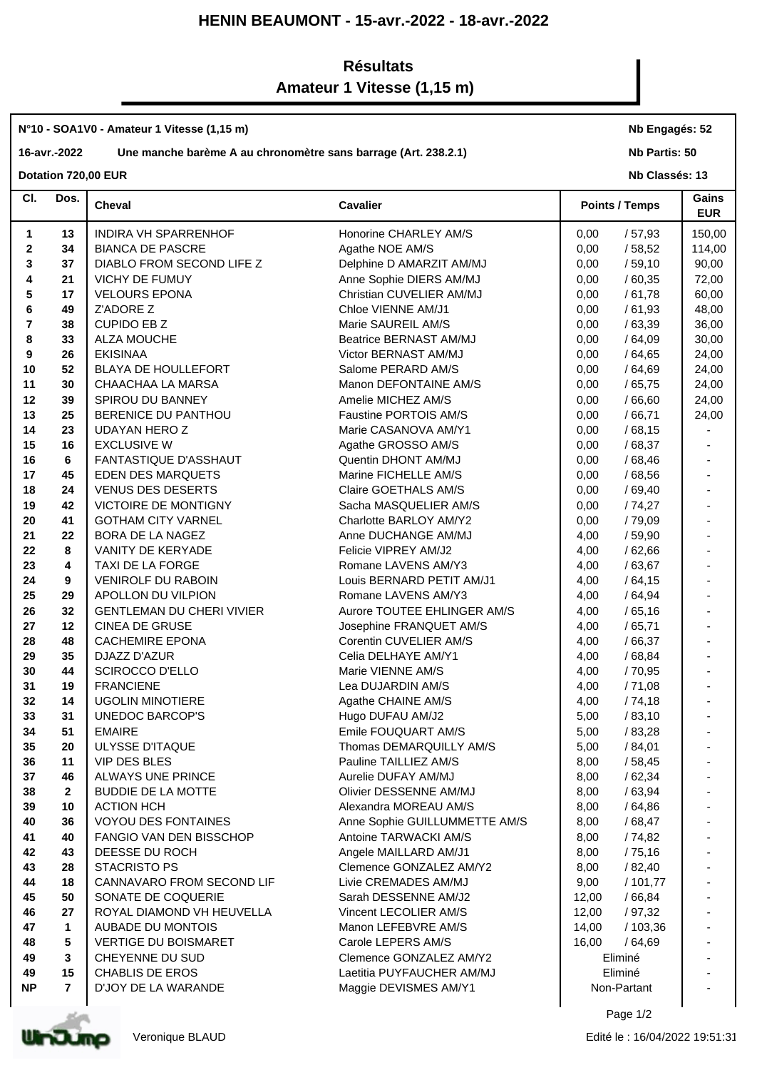# HENIN BEAUMONT - 15-avr.-2022 - 18-avr.-2022

## Résultats
## Amateur 1 Vitesse (1,15 m)

**N°10 - SOA1V0 - Amateur 1 Vitesse (1,15 m)** — **Nb Engagés: 52**

**16-avr.-2022** — **Une manche barème A au chronomètre sans barrage (Art. 238.2.1)** — **Nb Partis: 50**

**Dotation 720,00 EUR** — **Nb Classés: 13**

| Cl. | Dos. | Cheval | Cavalier | Points / Temps | Gains EUR |
|---|---|---|---|---|---|
| 1 | 13 | INDIRA VH SPARRENHOF | Honorine CHARLEY AM/S | 0,00 / 57,93 | 150,00 |
| 2 | 34 | BIANCA DE PASCRE | Agathe NOE AM/S | 0,00 / 58,52 | 114,00 |
| 3 | 37 | DIABLO FROM SECOND LIFE Z | Delphine D AMARZIT AM/MJ | 0,00 / 59,10 | 90,00 |
| 4 | 21 | VICHY DE FUMUY | Anne Sophie DIERS AM/MJ | 0,00 / 60,35 | 72,00 |
| 5 | 17 | VELOURS EPONA | Christian CUVELIER AM/MJ | 0,00 / 61,78 | 60,00 |
| 6 | 49 | Z'ADORE Z | Chloe VIENNE AM/J1 | 0,00 / 61,93 | 48,00 |
| 7 | 38 | CUPIDO EB Z | Marie SAUREIL AM/S | 0,00 / 63,39 | 36,00 |
| 8 | 33 | ALZA MOUCHE | Beatrice BERNAST AM/MJ | 0,00 / 64,09 | 30,00 |
| 9 | 26 | EKISINAA | Victor BERNAST AM/MJ | 0,00 / 64,65 | 24,00 |
| 10 | 52 | BLAYA DE HOULLEFORT | Salome PERARD AM/S | 0,00 / 64,69 | 24,00 |
| 11 | 30 | CHAACHAA LA MARSA | Manon DEFONTAINE AM/S | 0,00 / 65,75 | 24,00 |
| 12 | 39 | SPIROU DU BANNEY | Amelie MICHEZ AM/S | 0,00 / 66,60 | 24,00 |
| 13 | 25 | BERENICE DU PANTHOU | Faustine PORTOIS AM/S | 0,00 / 66,71 | 24,00 |
| 14 | 23 | UDAYAN HERO Z | Marie CASANOVA AM/Y1 | 0,00 / 68,15 | - |
| 15 | 16 | EXCLUSIVE W | Agathe GROSSO AM/S | 0,00 / 68,37 | - |
| 16 | 6 | FANTASTIQUE D'ASSHAUT | Quentin DHONT AM/MJ | 0,00 / 68,46 | - |
| 17 | 45 | EDEN DES MARQUETS | Marine FICHELLE AM/S | 0,00 / 68,56 | - |
| 18 | 24 | VENUS DES DESERTS | Claire GOETHALS AM/S | 0,00 / 69,40 | - |
| 19 | 42 | VICTOIRE DE MONTIGNY | Sacha MASQUELIER AM/S | 0,00 / 74,27 | - |
| 20 | 41 | GOTHAM CITY VARNEL | Charlotte BARLOY AM/Y2 | 0,00 / 79,09 | - |
| 21 | 22 | BORA DE LA NAGEZ | Anne DUCHANGE AM/MJ | 4,00 / 59,90 | - |
| 22 | 8 | VANITY DE KERYADE | Felicie VIPREY AM/J2 | 4,00 / 62,66 | - |
| 23 | 4 | TAXI DE LA FORGE | Romane LAVENS AM/Y3 | 4,00 / 63,67 | - |
| 24 | 9 | VENIROLF DU RABOIN | Louis BERNARD PETIT AM/J1 | 4,00 / 64,15 | - |
| 25 | 29 | APOLLON DU VILPION | Romane LAVENS AM/Y3 | 4,00 / 64,94 | - |
| 26 | 32 | GENTLEMAN DU CHERI VIVIER | Aurore TOUTEE EHLINGER AM/S | 4,00 / 65,16 | - |
| 27 | 12 | CINEA DE GRUSE | Josephine FRANQUET AM/S | 4,00 / 65,71 | - |
| 28 | 48 | CACHEMIRE EPONA | Corentin CUVELIER AM/S | 4,00 / 66,37 | - |
| 29 | 35 | DJAZZ D'AZUR | Celia DELHAYE AM/Y1 | 4,00 / 68,84 | - |
| 30 | 44 | SCIROCCO D'ELLO | Marie VIENNE AM/S | 4,00 / 70,95 | - |
| 31 | 19 | FRANCIENE | Lea DUJARDIN AM/S | 4,00 / 71,08 | - |
| 32 | 14 | UGOLIN MINOTIERE | Agathe CHAINE AM/S | 4,00 / 74,18 | - |
| 33 | 31 | UNEDOC BARCOP'S | Hugo DUFAU AM/J2 | 5,00 / 83,10 | - |
| 34 | 51 | EMAIRE | Emile FOUQUART AM/S | 5,00 / 83,28 | - |
| 35 | 20 | ULYSSE D'ITAQUE | Thomas DEMARQUILLY AM/S | 5,00 / 84,01 | - |
| 36 | 11 | VIP DES BLES | Pauline TAILLIEZ AM/S | 8,00 / 58,45 | - |
| 37 | 46 | ALWAYS UNE PRINCE | Aurelie DUFAY AM/MJ | 8,00 / 62,34 | - |
| 38 | 2 | BUDDIE DE LA MOTTE | Olivier DESSENNE AM/MJ | 8,00 / 63,94 | - |
| 39 | 10 | ACTION HCH | Alexandra MOREAU AM/S | 8,00 / 64,86 | - |
| 40 | 36 | VOYOU DES FONTAINES | Anne Sophie GUILLUMMETTE AM/S | 8,00 / 68,47 | - |
| 41 | 40 | FANGIO VAN DEN BISSCHOP | Antoine TARWACKI AM/S | 8,00 / 74,82 | - |
| 42 | 43 | DEESSE DU ROCH | Angele MAILLARD AM/J1 | 8,00 / 75,16 | - |
| 43 | 28 | STACRISTO PS | Clemence GONZALEZ AM/Y2 | 8,00 / 82,40 | - |
| 44 | 18 | CANNAVARO FROM SECOND LIF | Livie CREMADES AM/MJ | 9,00 / 101,77 | - |
| 45 | 50 | SONATE DE COQUERIE | Sarah DESSENNE AM/J2 | 12,00 / 66,84 | - |
| 46 | 27 | ROYAL DIAMOND VH HEUVELLA | Vincent LECOLIER AM/S | 12,00 / 97,32 | - |
| 47 | 1 | AUBADE DU MONTOIS | Manon LEFEBVRE AM/S | 14,00 / 103,36 | - |
| 48 | 5 | VERTIGE DU BOISMARET | Carole LEPERS AM/S | 16,00 / 64,69 | - |
| 49 | 3 | CHEYENNE DU SUD | Clemence GONZALEZ AM/Y2 | Eliminé | - |
| 49 | 15 | CHABLIS DE EROS | Laetitia PUYFAUCHER AM/MJ | Eliminé | - |
| NP | 7 | D'JOY DE LA WARANDE | Maggie DEVISMES AM/Y1 | Non-Partant | - |

Veronique BLAUD

Edité le : 16/04/2022 19:51:31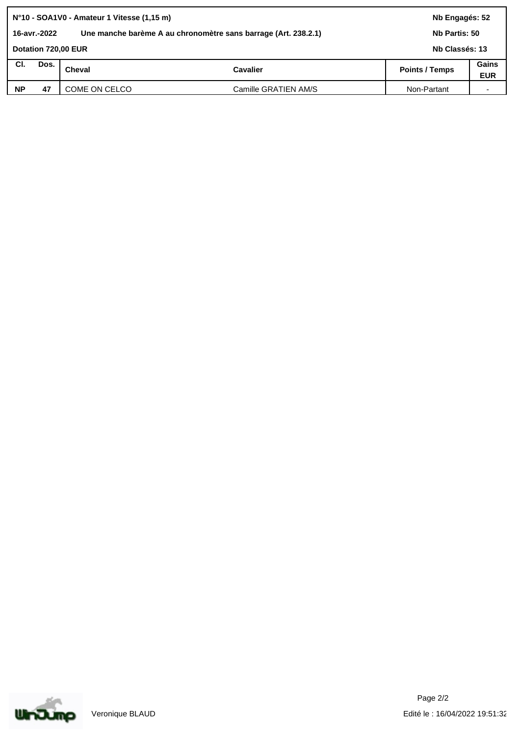**N°10 - SOA1V0 - Amateur 1 Vitesse (1,15 m)** | **Nb Engagés: 52**

**16-avr.-2022** | **Une manche barème A au chronomètre sans barrage (Art. 238.2.1)** | **Nb Partis: 50**

**Dotation 720,00 EUR** | **Nb Classés: 13**

| Cl. | Dos. | Cheval | Cavalier | Points / Temps | Gains EUR |
|---|---|---|---|---|---|
| NP | 47 | COME ON CELCO | Camille GRATIEN AM/S | Non-Partant | - |

Veronique BLAUD

Edité le : 16/04/2022 19:51:32